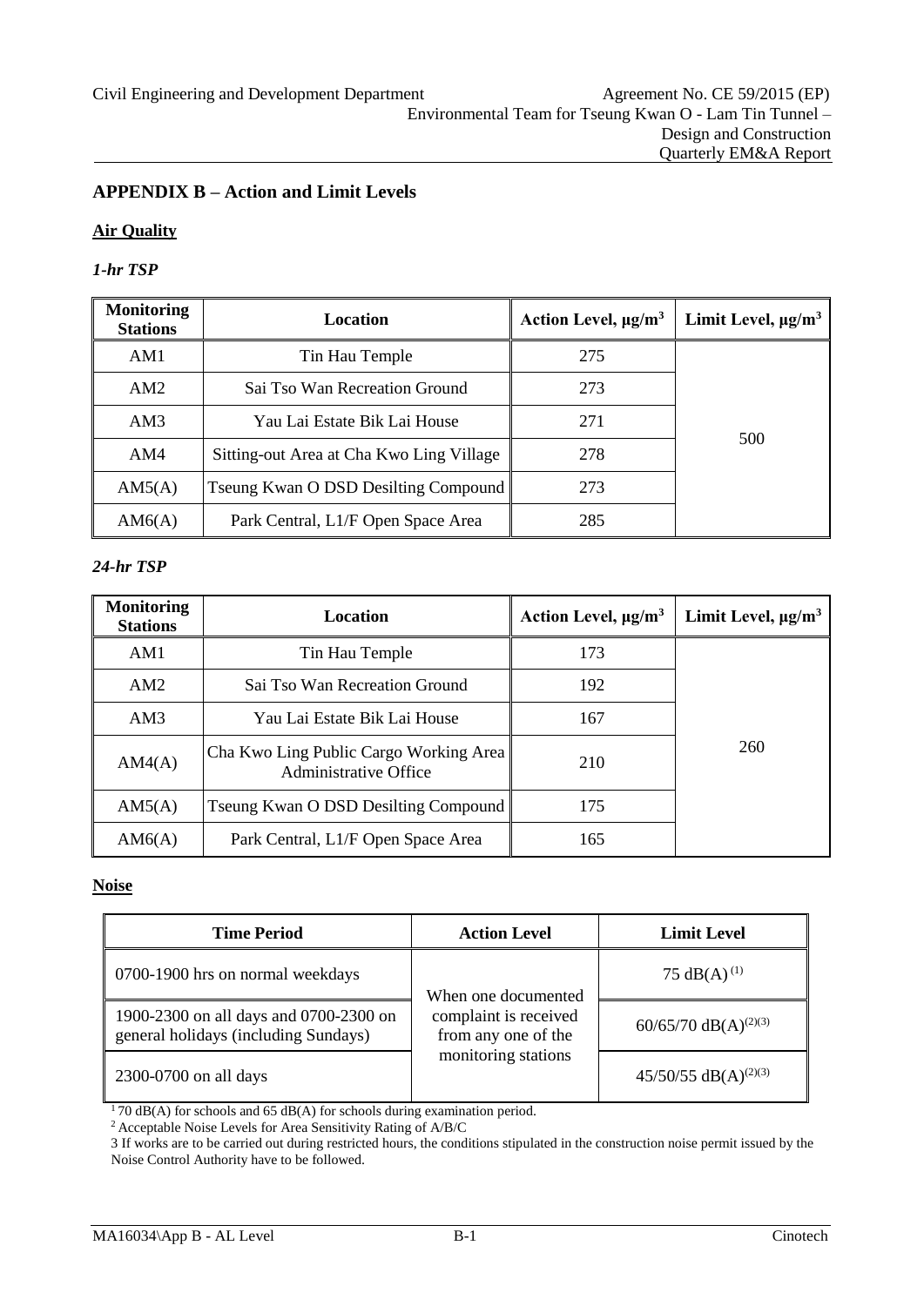## APPENDIX B – Action and Limit Levels

### Air Quality

#### *1-hr TSP*

| Monitoring Stations | Location | Action Level, μg/m$^3$ | Limit Level, μg/m$^3$ |
|---|---|---|---|
| AM1 | Tin Hau Temple | 275 | 500 |
| AM2 | Sai Tso Wan Recreation Ground | 273 | |
| AM3 | Yau Lai Estate Bik Lai House | 271 | |
| AM4 | Sitting-out Area at Cha Kwo Ling Village | 278 | |
| AM5(A) | Tseung Kwan O DSD Desilting Compound | 273 | |
| AM6(A) | Park Central, L1/F Open Space Area | 285 | |

#### *24-hr TSP*

| Monitoring Stations | Location | Action Level, μg/m$^3$ | Limit Level, μg/m$^3$ |
|---|---|---|---|
| AM1 | Tin Hau Temple | 173 | 260 |
| AM2 | Sai Tso Wan Recreation Ground | 192 | |
| AM3 | Yau Lai Estate Bik Lai House | 167 | |
| AM4(A) | Cha Kwo Ling Public Cargo Working Area Administrative Office | 210 | |
| AM5(A) | Tseung Kwan O DSD Desilting Compound | 175 | |
| AM6(A) | Park Central, L1/F Open Space Area | 165 | |

### Noise

| Time Period | Action Level | Limit Level |
|---|---|---|
| 0700-1900 hrs on normal weekdays | When one documented complaint is received from any one of the monitoring stations | 75 dB(A) [(1)] |
| 1900-2300 on all days and 0700-2300 on general holidays (including Sundays) | | 60/65/70 dB(A) [(2)(3)] |
| 2300-0700 on all days | | 45/50/55 dB(A) [(2)(3)] |

[1] 70 dB(A) for schools and 65 dB(A) for schools during examination period.

[2] Acceptable Noise Levels for Area Sensitivity Rating of A/B/C

3 If works are to be carried out during restricted hours, the conditions stipulated in the construction noise permit issued by the Noise Control Authority have to be followed.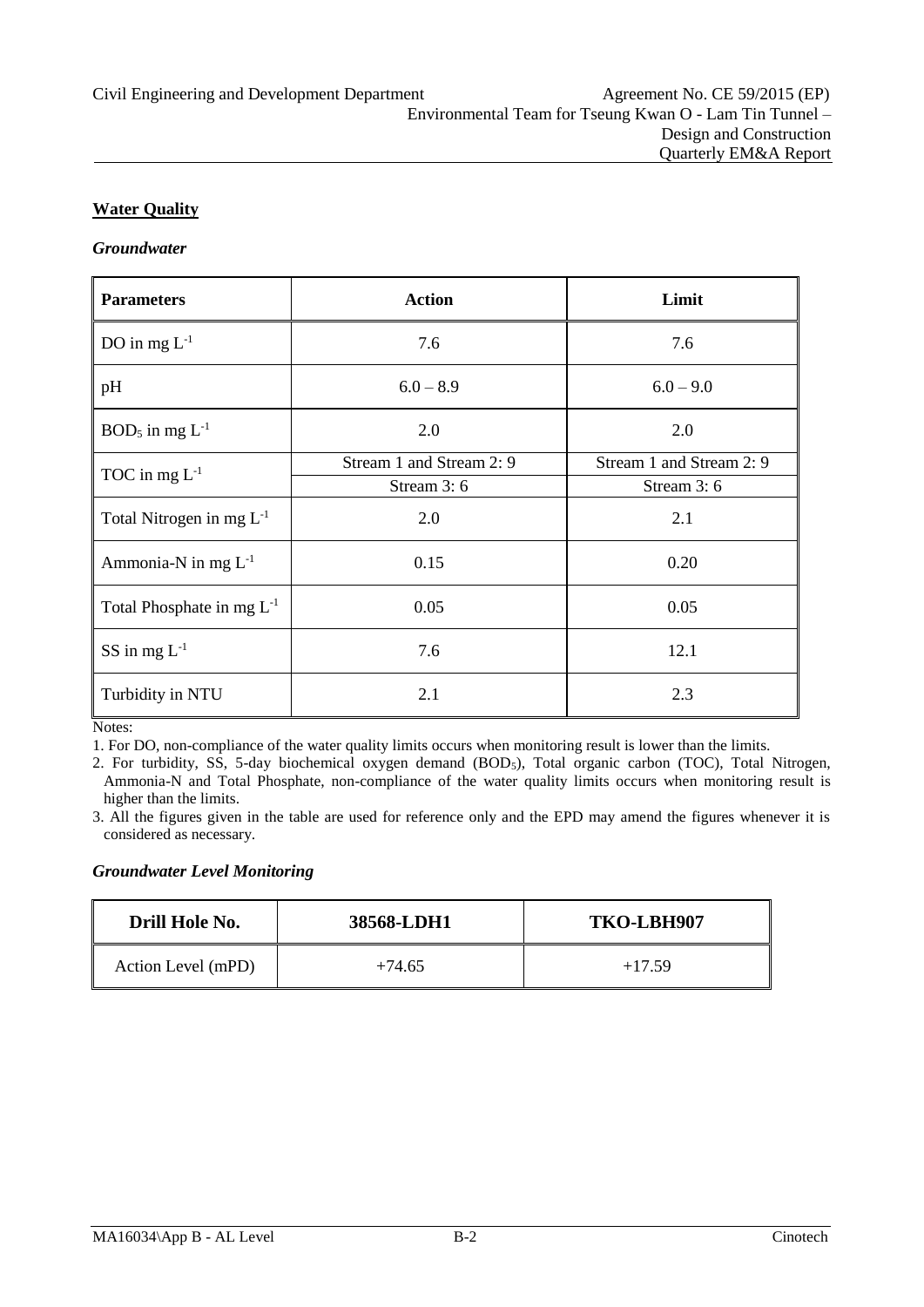## Water Quality

### *Groundwater*

| Parameters | Action | Limit |
|---|---|---|
| DO in mg $L^{-1}$ | 7.6 | 7.6 |
| pH | 6.0 – 8.9 | 6.0 – 9.0 |
| $BOD_5$ in mg $L^{-1}$ | 2.0 | 2.0 |
| TOC in mg $L^{-1}$ | Stream 1 and Stream 2: 9 | Stream 1 and Stream 2: 9 |
| | Stream 3: 6 | Stream 3: 6 |
| Total Nitrogen in mg $L^{-1}$ | 2.0 | 2.1 |
| Ammonia-N in mg $L^{-1}$ | 0.15 | 0.20 |
| Total Phosphate in mg $L^{-1}$ | 0.05 | 0.05 |
| SS in mg $L^{-1}$ | 7.6 | 12.1 |
| Turbidity in NTU | 2.1 | 2.3 |

Notes:

1. For DO, non-compliance of the water quality limits occurs when monitoring result is lower than the limits.
2. For turbidity, SS, 5-day biochemical oxygen demand ($BOD_5$), Total organic carbon (TOC), Total Nitrogen, Ammonia-N and Total Phosphate, non-compliance of the water quality limits occurs when monitoring result is higher than the limits.
3. All the figures given in the table are used for reference only and the EPD may amend the figures whenever it is considered as necessary.

### *Groundwater Level Monitoring*

| Drill Hole No. | 38568-LDH1 | TKO-LBH907 |
|---|---|---|
| Action Level (mPD) | +74.65 | +17.59 |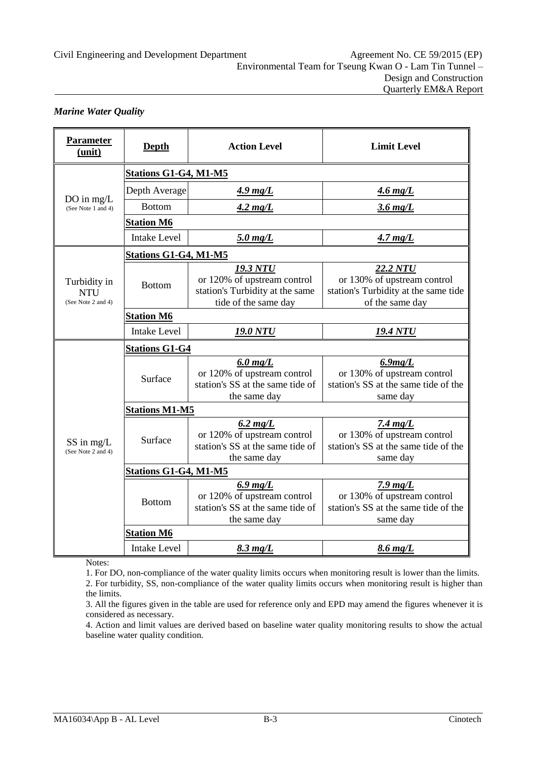*Marine Water Quality*

| Parameter (unit) | Depth | Action Level | Limit Level |
|---|---|---|---|
| DO in mg/L (See Note 1 and 4) | **Stations G1-G4, M1-M5** | | |
| | Depth Average | ***4.9 mg/L*** | ***4.6 mg/L*** |
| | Bottom | ***4.2 mg/L*** | ***3.6 mg/L*** |
| | **Station M6** | | |
| | Intake Level | ***5.0 mg/L*** | ***4.7 mg/L*** |
| Turbidity in NTU (See Note 2 and 4) | **Stations G1-G4, M1-M5** | | |
| | Bottom | ***19.3 NTU*** or 120% of upstream control station's Turbidity at the same tide of the same day | ***22.2 NTU*** or 130% of upstream control station's Turbidity at the same tide of the same day |
| | **Station M6** | | |
| | Intake Level | ***19.0 NTU*** | ***19.4 NTU*** |
| SS in mg/L (See Note 2 and 4) | **Stations G1-G4** | | |
| | Surface | ***6.0 mg/L*** or 120% of upstream control station's SS at the same tide of the same day | ***6.9mg/L*** or 130% of upstream control station's SS at the same tide of the same day |
| | **Stations M1-M5** | | |
| | Surface | ***6.2 mg/L*** or 120% of upstream control station's SS at the same tide of the same day | ***7.4 mg/L*** or 130% of upstream control station's SS at the same tide of the same day |
| | **Stations G1-G4, M1-M5** | | |
| | Bottom | ***6.9 mg/L*** or 120% of upstream control station's SS at the same tide of the same day | ***7.9 mg/L*** or 130% of upstream control station's SS at the same tide of the same day |
| | **Station M6** | | |
| | Intake Level | ***8.3 mg/L*** | ***8.6 mg/L*** |

Notes:

1. For DO, non-compliance of the water quality limits occurs when monitoring result is lower than the limits.
2. For turbidity, SS, non-compliance of the water quality limits occurs when monitoring result is higher than the limits.
3. All the figures given in the table are used for reference only and EPD may amend the figures whenever it is considered as necessary.
4. Action and limit values are derived based on baseline water quality monitoring results to show the actual baseline water quality condition.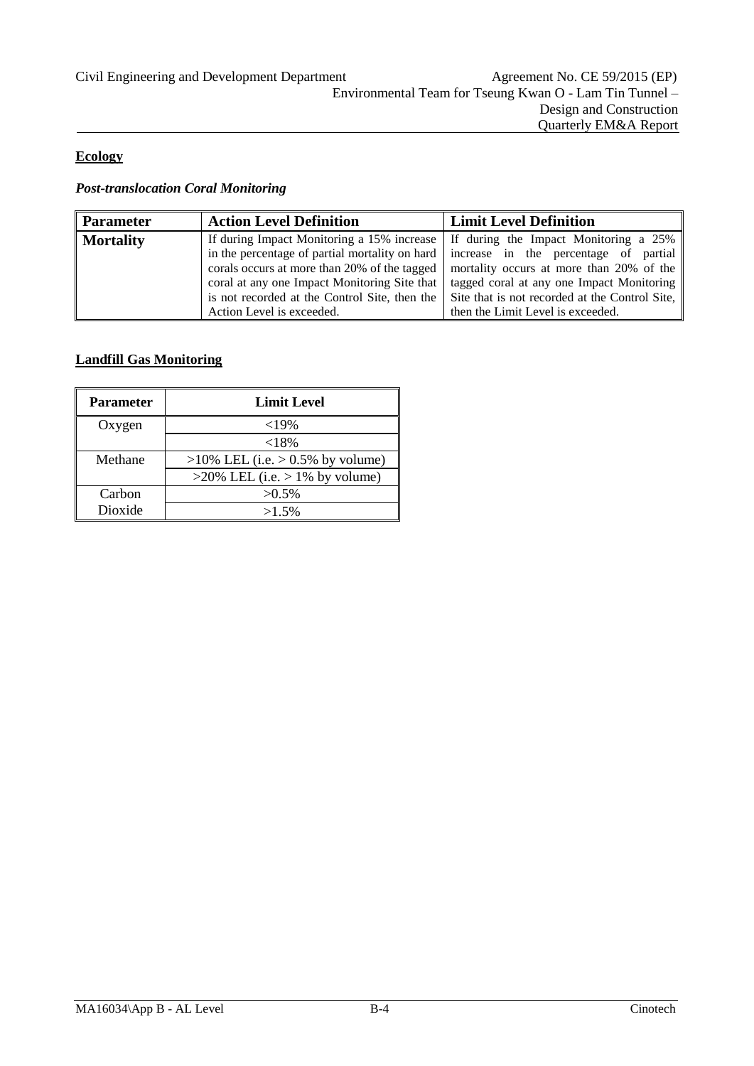**Ecology**

***Post-translocation Coral Monitoring***

| Parameter | Action Level Definition | Limit Level Definition |
|---|---|---|
| **Mortality** | If during Impact Monitoring a 15% increase in the percentage of partial mortality on hard corals occurs at more than 20% of the tagged coral at any one Impact Monitoring Site that is not recorded at the Control Site, then the Action Level is exceeded. | If during the Impact Monitoring a 25% increase in the percentage of partial mortality occurs at more than 20% of the tagged coral at any one Impact Monitoring Site that is not recorded at the Control Site, then the Limit Level is exceeded. |

**Landfill Gas Monitoring**

| Parameter | Limit Level |
|---|---|
| Oxygen | <19% |
| | <18% |
| Methane | >10% LEL (i.e. > 0.5% by volume) |
| | >20% LEL (i.e. > 1% by volume) |
| Carbon Dioxide | >0.5% |
| | >1.5% |